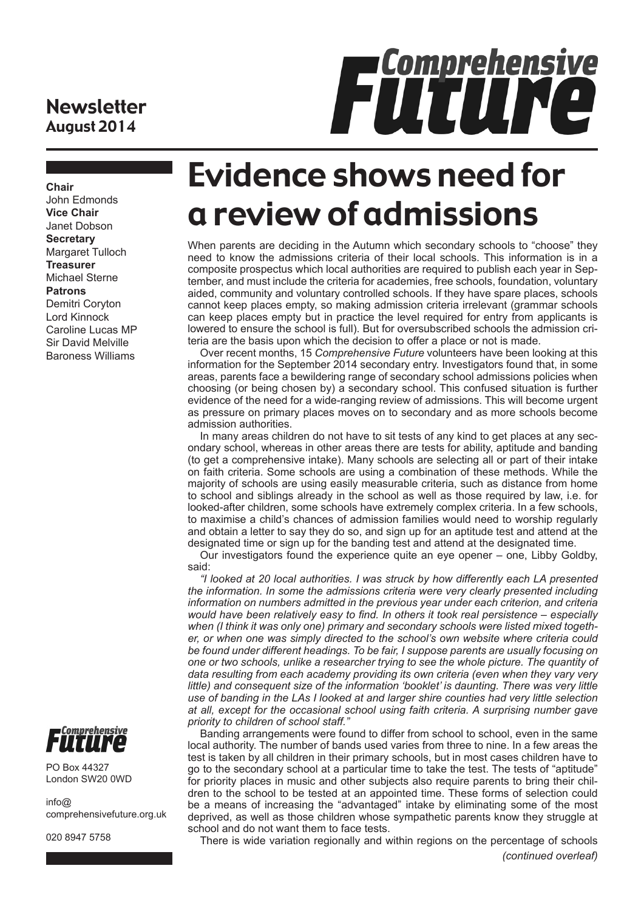# Comprehensive Future

**Newsletter**
**August 2014**

**Chair**
John Edmonds
**Vice Chair**
Janet Dobson
**Secretary**
Margaret Tulloch
**Treasurer**
Michael Sterne
**Patrons**
Demitri Coryton
Lord Kinnock
Caroline Lucas MP
Sir David Melville
Baroness Williams

# Evidence shows need for a review of admissions

When parents are deciding in the Autumn which secondary schools to "choose" they need to know the admissions criteria of their local schools. This information is in a composite prospectus which local authorities are required to publish each year in September, and must include the criteria for academies, free schools, foundation, voluntary aided, community and voluntary controlled schools. If they have spare places, schools cannot keep places empty, so making admission criteria irrelevant (grammar schools can keep places empty but in practice the level required for entry from applicants is lowered to ensure the school is full). But for oversubscribed schools the admission criteria are the basis upon which the decision to offer a place or not is made.

Over recent months, 15 *Comprehensive Future* volunteers have been looking at this information for the September 2014 secondary entry. Investigators found that, in some areas, parents face a bewildering range of secondary school admissions policies when choosing (or being chosen by) a secondary school. This confused situation is further evidence of the need for a wide-ranging review of admissions. This will become urgent as pressure on primary places moves on to secondary and as more schools become admission authorities.

In many areas children do not have to sit tests of any kind to get places at any secondary school, whereas in other areas there are tests for ability, aptitude and banding (to get a comprehensive intake). Many schools are selecting all or part of their intake on faith criteria. Some schools are using a combination of these methods. While the majority of schools are using easily measurable criteria, such as distance from home to school and siblings already in the school as well as those required by law, i.e. for looked-after children, some schools have extremely complex criteria. In a few schools, to maximise a child's chances of admission families would need to worship regularly and obtain a letter to say they do so, and sign up for an aptitude test and attend at the designated time or sign up for the banding test and attend at the designated time.

Our investigators found the experience quite an eye opener – one, Libby Goldby, said:

*"I looked at 20 local authorities. I was struck by how differently each LA presented the information. In some the admissions criteria were very clearly presented including information on numbers admitted in the previous year under each criterion, and criteria would have been relatively easy to find. In others it took real persistence – especially when (I think it was only one) primary and secondary schools were listed mixed together, or when one was simply directed to the school's own website where criteria could be found under different headings. To be fair, I suppose parents are usually focusing on one or two schools, unlike a researcher trying to see the whole picture. The quantity of data resulting from each academy providing its own criteria (even when they vary very little) and consequent size of the information 'booklet' is daunting. There was very little use of banding in the LAs I looked at and larger shire counties had very little selection at all, except for the occasional school using faith criteria. A surprising number gave priority to children of school staff."*

Banding arrangements were found to differ from school to school, even in the same local authority. The number of bands used varies from three to nine. In a few areas the test is taken by all children in their primary schools, but in most cases children have to go to the secondary school at a particular time to take the test. The tests of "aptitude" for priority places in music and other subjects also require parents to bring their children to the school to be tested at an appointed time. These forms of selection could be a means of increasing the "advantaged" intake by eliminating some of the most deprived, as well as those children whose sympathetic parents know they struggle at school and do not want them to face tests.

There is wide variation regionally and within regions on the percentage of schools

*(continued overleaf)*

Comprehensive Future

PO Box 44327
London SW20 0WD

info@
comprehensivefuture.org.uk

020 8947 5758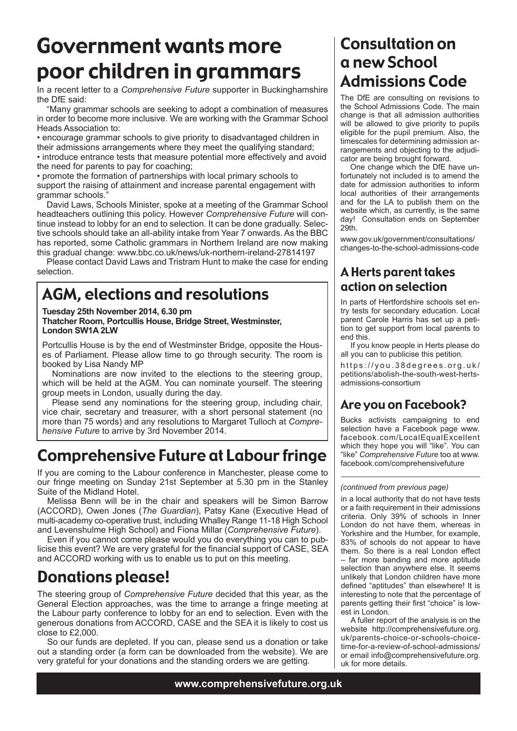# Government wants more poor children in grammars

In a recent letter to a *Comprehensive Future* supporter in Buckinghamshire the DfE said:

"Many grammar schools are seeking to adopt a combination of measures in order to become more inclusive. We are working with the Grammar School Heads Association to:

- encourage grammar schools to give priority to disadvantaged children in their admissions arrangements where they meet the qualifying standard;
- introduce entrance tests that measure potential more effectively and avoid the need for parents to pay for coaching;
- promote the formation of partnerships with local primary schools to support the raising of attainment and increase parental engagement with grammar schools."

David Laws, Schools Minister, spoke at a meeting of the Grammar School headteachers outlining this policy. However *Comprehensive Future* will continue instead to lobby for an end to selection. It can be done gradually. Selective schools should take an all-ability intake from Year 7 onwards. As the BBC has reported, some Catholic grammars in Northern Ireland are now making this gradual change: www.bbc.co.uk/news/uk-northern-ireland-27814197

Please contact David Laws and Tristram Hunt to make the case for ending selection.

## AGM, elections and resolutions

**Tuesday 25th November 2014, 6.30 pm**
**Thatcher Room, Portcullis House, Bridge Street, Westminster, London SW1A 2LW**

Portcullis House is by the end of Westminster Bridge, opposite the Houses of Parliament. Please allow time to go through security. The room is booked by Lisa Nandy MP

Nominations are now invited to the elections to the steering group, which will be held at the AGM. You can nominate yourself. The steering group meets in London, usually during the day.

Please send any nominations for the steering group, including chair, vice chair, secretary and treasurer, with a short personal statement (no more than 75 words) and any resolutions to Margaret Tulloch at *Comprehensive Future* to arrive by 3rd November 2014.

## Comprehensive Future at Labour fringe

If you are coming to the Labour conference in Manchester, please come to our fringe meeting on Sunday 21st September at 5.30 pm in the Stanley Suite of the Midland Hotel.

Melissa Benn will be in the chair and speakers will be Simon Barrow (ACCORD), Owen Jones (*The Guardian*), Patsy Kane (Executive Head of multi-academy co-operative trust, including Whalley Range 11-18 High School and Levenshulme High School) and Fiona Millar (*Comprehensive Future*).

Even if you cannot come please would you do everything you can to publicise this event? We are very grateful for the financial support of CASE, SEA and ACCORD working with us to enable us to put on this meeting.

## Donations please!

The steering group of *Comprehensive Future* decided that this year, as the General Election approaches, was the time to arrange a fringe meeting at the Labour party conference to lobby for an end to selection. Even with the generous donations from ACCORD, CASE and the SEA it is likely to cost us close to £2,000.

So our funds are depleted. If you can, please send us a donation or take out a standing order (a form can be downloaded from the website). We are very grateful for your donations and the standing orders we are getting.

## Consultation on a new School Admissions Code

The DfE are consulting on revisions to the School Admissions Code. The main change is that all admission authorities will be allowed to give priority to pupils eligible for the pupil premium. Also, the timescales for determining admission arrangements and objecting to the adjudicator are being brought forward.

One change which the DfE have unfortunately not included is to amend the date for admission authorities to inform local authorities of their arrangements and for the LA to publish them on the website which, as currently, is the same day! Consultation ends on September 29th.

www.gov.uk/government/consultations/changes-to-the-school-admissions-code

## A Herts parent takes action on selection

In parts of Hertfordshire schools set entry tests for secondary education. Local parent Carole Harris has set up a petition to get support from local parents to end this.

If you know people in Herts please do all you can to publicise this petition.

https://you.38degrees.org.uk/petitions/abolish-the-south-west-herts-admissions-consortium

## Are you on Facebook?

Bucks activists campaigning to end selection have a Facebook page www.facebook.com/LocalEqualExcellent which they hope you will "like". You can "like" *Comprehensive Future* too at www.facebook.com/comprehensivefuture

*(continued from previous page)*

in a local authority that do not have tests or a faith requirement in their admissions criteria. Only 39% of schools in Inner London do not have them, whereas in Yorkshire and the Humber, for example, 83% of schools do not appear to have them. So there is a real London effect – far more banding and more aptitude selection than anywhere else. It seems unlikely that London children have more defined "aptitudes" than elsewhere! It is interesting to note that the percentage of parents getting their first "choice" is lowest in London.

A fuller report of the analysis is on the website http://comprehensivefuture.org.uk/parents-choice-or-schools-choice-time-for-a-review-of-school-admissions/ or email info@comprehensivefuture.org.uk for more details.

**www.comprehensivefuture.org.uk**